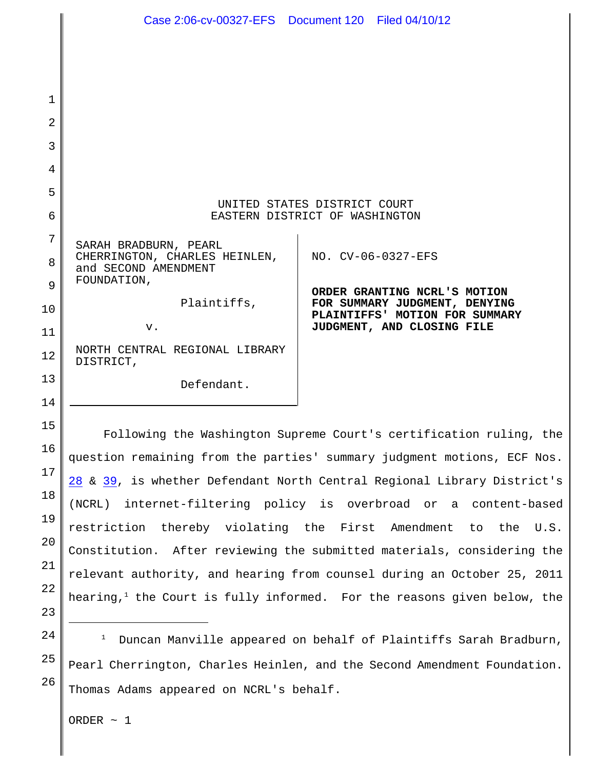UNITED STATES DISTRICT COURT
EASTERN DISTRICT OF WASHINGTON

SARAH BRADBURN, PEARL CHERRINGTON, CHARLES HEINLEN, and SECOND AMENDMENT FOUNDATION,

Plaintiffs,

v.

NORTH CENTRAL REGIONAL LIBRARY DISTRICT,

Defendant.

NO. CV-06-0327-EFS

**ORDER GRANTING NCRL'S MOTION FOR SUMMARY JUDGMENT, DENYING PLAINTIFFS' MOTION FOR SUMMARY JUDGMENT, AND CLOSING FILE**

Following the Washington Supreme Court's certification ruling, the question remaining from the parties' summary judgment motions, ECF Nos. 28 & 39, is whether Defendant North Central Regional Library District's (NCRL) internet-filtering policy is overbroad or a content-based restriction thereby violating the First Amendment to the U.S. Constitution. After reviewing the submitted materials, considering the relevant authority, and hearing from counsel during an October 25, 2011 hearing,[1] the Court is fully informed. For the reasons given below, the

[1] Duncan Manville appeared on behalf of Plaintiffs Sarah Bradburn, Pearl Cherrington, Charles Heinlen, and the Second Amendment Foundation. Thomas Adams appeared on NCRL's behalf.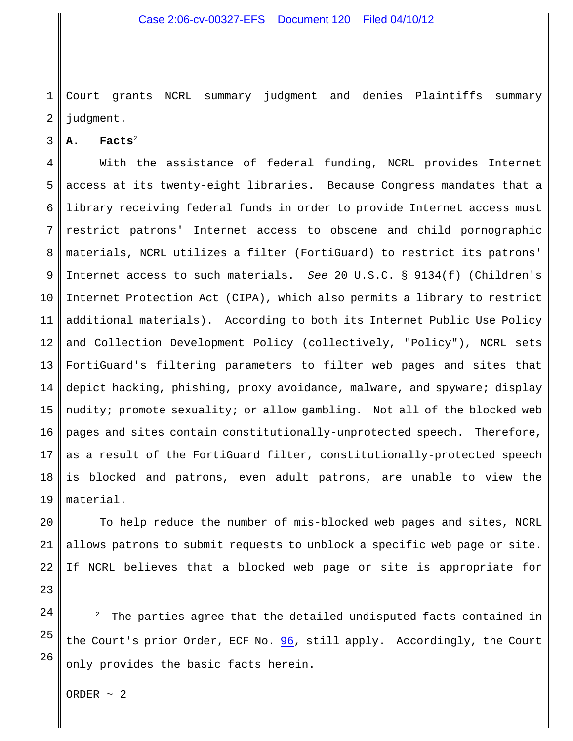Court grants NCRL summary judgment and denies Plaintiffs summary judgment.

### A. Facts[2]

With the assistance of federal funding, NCRL provides Internet access at its twenty-eight libraries. Because Congress mandates that a library receiving federal funds in order to provide Internet access must restrict patrons' Internet access to obscene and child pornographic materials, NCRL utilizes a filter (FortiGuard) to restrict its patrons' Internet access to such materials. *See* 20 U.S.C. § 9134(f) (Children's Internet Protection Act (CIPA), which also permits a library to restrict additional materials). According to both its Internet Public Use Policy and Collection Development Policy (collectively, "Policy"), NCRL sets FortiGuard's filtering parameters to filter web pages and sites that depict hacking, phishing, proxy avoidance, malware, and spyware; display nudity; promote sexuality; or allow gambling. Not all of the blocked web pages and sites contain constitutionally-unprotected speech. Therefore, as a result of the FortiGuard filter, constitutionally-protected speech is blocked and patrons, even adult patrons, are unable to view the material.

To help reduce the number of mis-blocked web pages and sites, NCRL allows patrons to submit requests to unblock a specific web page or site. If NCRL believes that a blocked web page or site is appropriate for

---

[2] The parties agree that the detailed undisputed facts contained in the Court's prior Order, ECF No. 96, still apply. Accordingly, the Court only provides the basic facts herein.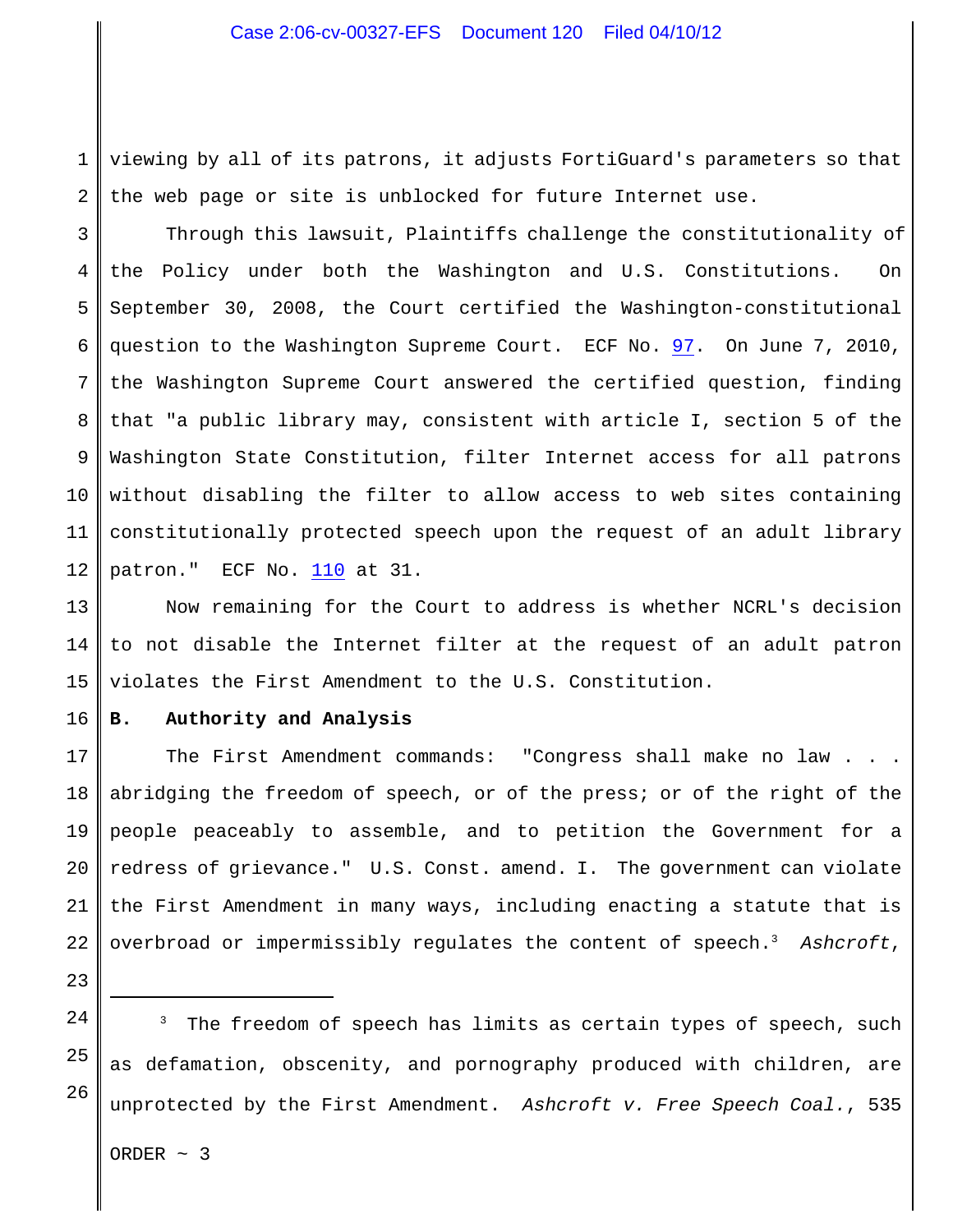viewing by all of its patrons, it adjusts FortiGuard's parameters so that the web page or site is unblocked for future Internet use.

Through this lawsuit, Plaintiffs challenge the constitutionality of the Policy under both the Washington and U.S. Constitutions. On September 30, 2008, the Court certified the Washington-constitutional question to the Washington Supreme Court. ECF No. 97. On June 7, 2010, the Washington Supreme Court answered the certified question, finding that "a public library may, consistent with article I, section 5 of the Washington State Constitution, filter Internet access for all patrons without disabling the filter to allow access to web sites containing constitutionally protected speech upon the request of an adult library patron." ECF No. 110 at 31.

Now remaining for the Court to address is whether NCRL's decision to not disable the Internet filter at the request of an adult patron violates the First Amendment to the U.S. Constitution.

**B. Authority and Analysis**

The First Amendment commands: "Congress shall make no law . . . abridging the freedom of speech, or of the press; or of the right of the people peaceably to assemble, and to petition the Government for a redress of grievance." U.S. Const. amend. I. The government can violate the First Amendment in many ways, including enacting a statute that is overbroad or impermissibly regulates the content of speech.[3] *Ashcroft*,

---

[3] The freedom of speech has limits as certain types of speech, such as defamation, obscenity, and pornography produced with children, are unprotected by the First Amendment. *Ashcroft v. Free Speech Coal.*, 535

ORDER ~ 3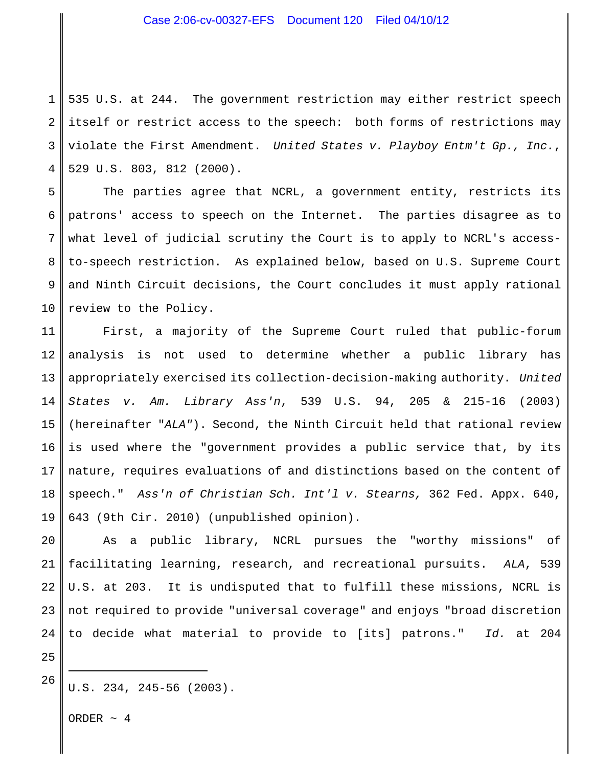535 U.S. at 244. The government restriction may either restrict speech itself or restrict access to the speech: both forms of restrictions may violate the First Amendment. *United States v. Playboy Entm't Gp., Inc.*, 529 U.S. 803, 812 (2000).

The parties agree that NCRL, a government entity, restricts its patrons' access to speech on the Internet. The parties disagree as to what level of judicial scrutiny the Court is to apply to NCRL's access-to-speech restriction. As explained below, based on U.S. Supreme Court and Ninth Circuit decisions, the Court concludes it must apply rational review to the Policy.

First, a majority of the Supreme Court ruled that public-forum analysis is not used to determine whether a public library has appropriately exercised its collection-decision-making authority. *United States v. Am. Library Ass'n*, 539 U.S. 94, 205 & 215-16 (2003) (hereinafter "*ALA*"). Second, the Ninth Circuit held that rational review is used where the "government provides a public service that, by its nature, requires evaluations of and distinctions based on the content of speech." *Ass'n of Christian Sch. Int'l v. Stearns,* 362 Fed. Appx. 640, 643 (9th Cir. 2010) (unpublished opinion).

As a public library, NCRL pursues the "worthy missions" of facilitating learning, research, and recreational pursuits. *ALA*, 539 U.S. at 203. It is undisputed that to fulfill these missions, NCRL is not required to provide "universal coverage" and enjoys "broad discretion to decide what material to provide to [its] patrons." *Id.* at 204

---

U.S. 234, 245-56 (2003).

ORDER ~ 4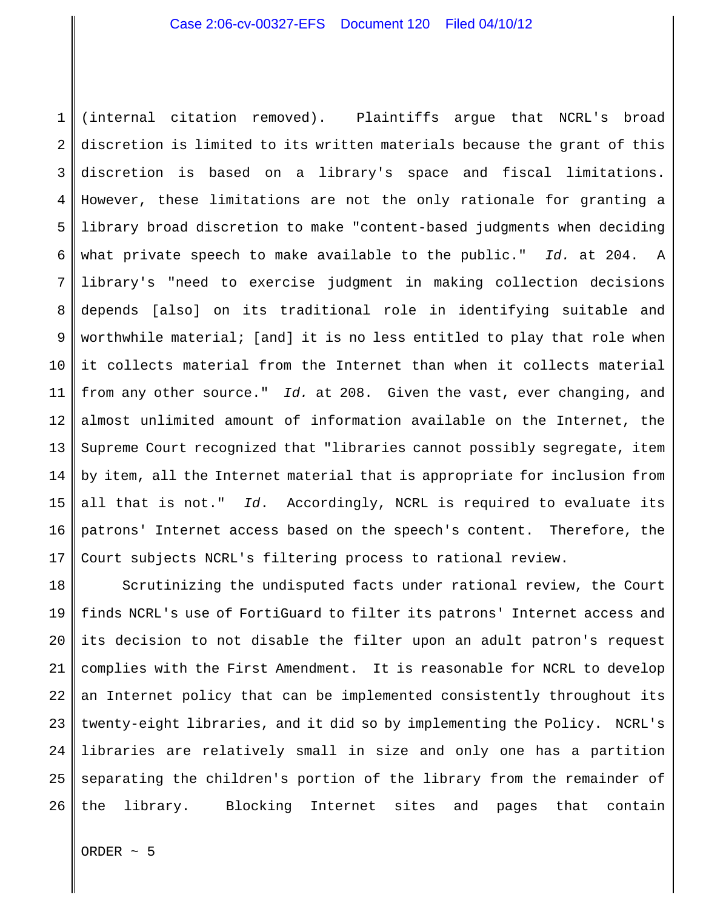(internal citation removed). Plaintiffs argue that NCRL's broad discretion is limited to its written materials because the grant of this discretion is based on a library's space and fiscal limitations. However, these limitations are not the only rationale for granting a library broad discretion to make "content-based judgments when deciding what private speech to make available to the public." *Id.* at 204. A library's "need to exercise judgment in making collection decisions depends [also] on its traditional role in identifying suitable and worthwhile material; [and] it is no less entitled to play that role when it collects material from the Internet than when it collects material from any other source." *Id.* at 208. Given the vast, ever changing, and almost unlimited amount of information available on the Internet, the Supreme Court recognized that "libraries cannot possibly segregate, item by item, all the Internet material that is appropriate for inclusion from all that is not." *Id.* Accordingly, NCRL is required to evaluate its patrons' Internet access based on the speech's content. Therefore, the Court subjects NCRL's filtering process to rational review.

Scrutinizing the undisputed facts under rational review, the Court finds NCRL's use of FortiGuard to filter its patrons' Internet access and its decision to not disable the filter upon an adult patron's request complies with the First Amendment. It is reasonable for NCRL to develop an Internet policy that can be implemented consistently throughout its twenty-eight libraries, and it did so by implementing the Policy. NCRL's libraries are relatively small in size and only one has a partition separating the children's portion of the library from the remainder of the library. Blocking Internet sites and pages that contain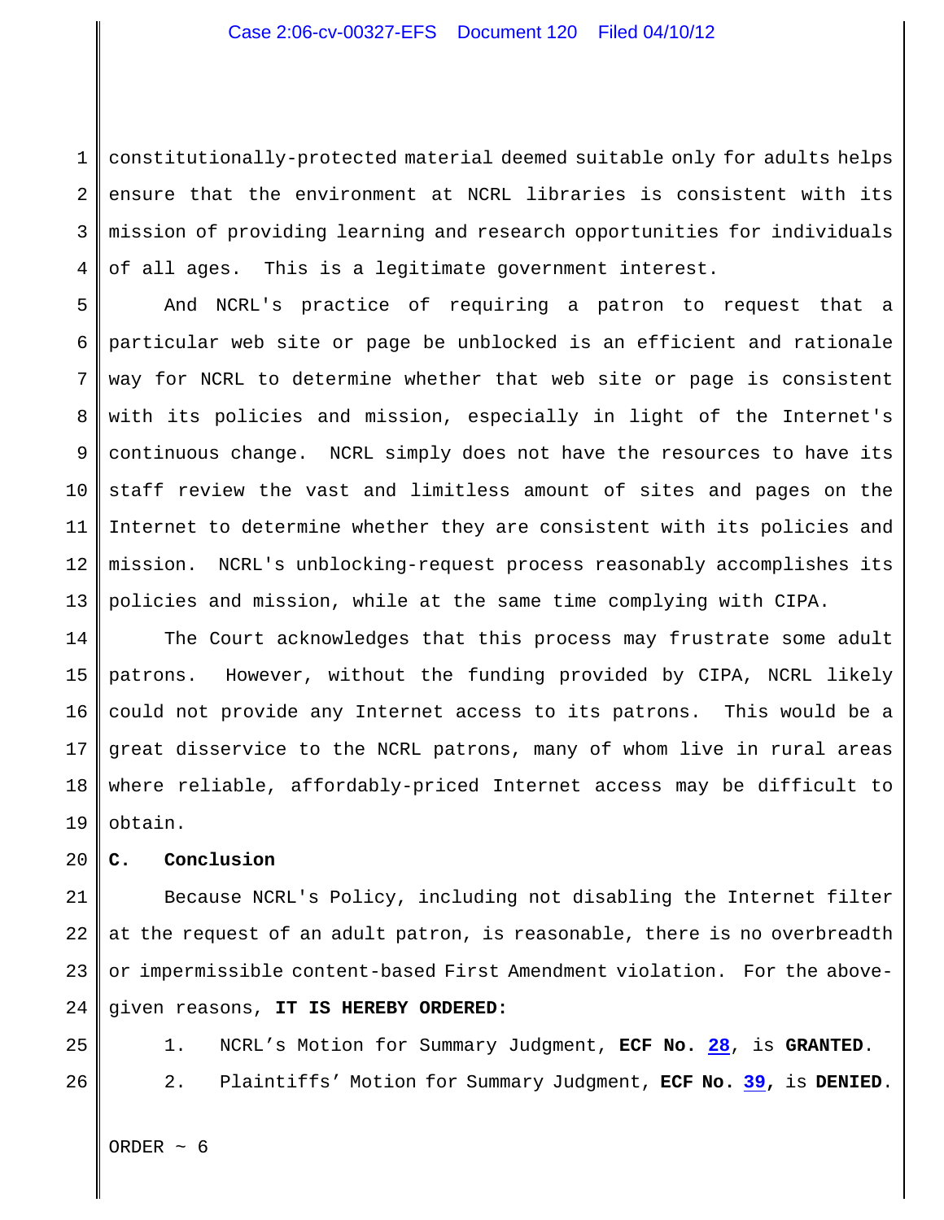constitutionally-protected material deemed suitable only for adults helps ensure that the environment at NCRL libraries is consistent with its mission of providing learning and research opportunities for individuals of all ages. This is a legitimate government interest.

And NCRL's practice of requiring a patron to request that a particular web site or page be unblocked is an efficient and rationale way for NCRL to determine whether that web site or page is consistent with its policies and mission, especially in light of the Internet's continuous change. NCRL simply does not have the resources to have its staff review the vast and limitless amount of sites and pages on the Internet to determine whether they are consistent with its policies and mission. NCRL's unblocking-request process reasonably accomplishes its policies and mission, while at the same time complying with CIPA.

The Court acknowledges that this process may frustrate some adult patrons. However, without the funding provided by CIPA, NCRL likely could not provide any Internet access to its patrons. This would be a great disservice to the NCRL patrons, many of whom live in rural areas where reliable, affordably-priced Internet access may be difficult to obtain.

**C. Conclusion**

Because NCRL's Policy, including not disabling the Internet filter at the request of an adult patron, is reasonable, there is no overbreadth or impermissible content-based First Amendment violation. For the above-given reasons, **IT IS HEREBY ORDERED:**

1. NCRL's Motion for Summary Judgment, **ECF No. 28**, is **GRANTED**.
2. Plaintiffs' Motion for Summary Judgment, **ECF No. 39**, is **DENIED**.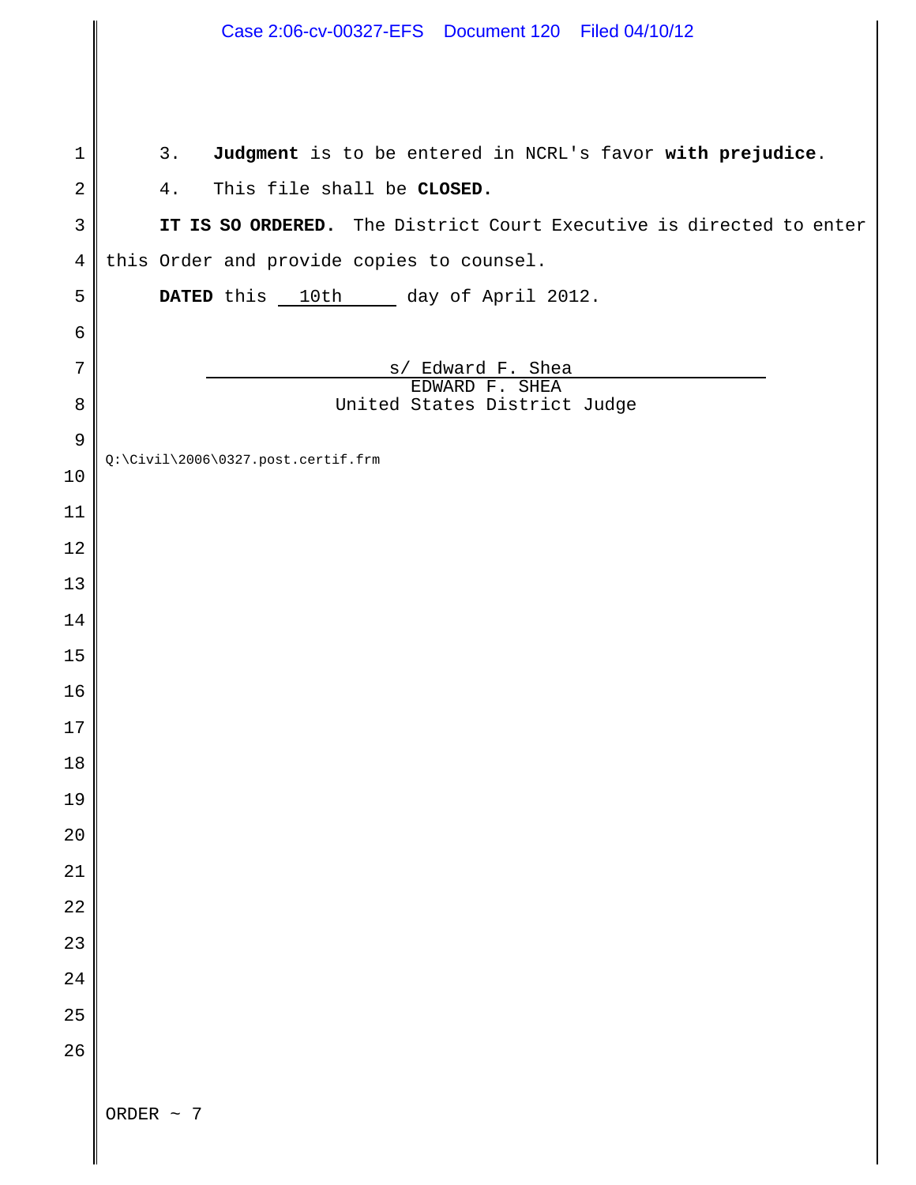3. **Judgment** is to be entered in NCRL's favor **with prejudice**.

4. This file shall be **CLOSED.**

**IT IS SO ORDERED.** The District Court Executive is directed to enter this Order and provide copies to counsel.

**DATED** this 10th day of April 2012.

s/ Edward F. Shea
EDWARD F. SHEA
United States District Judge

Q:\Civil\2006\0327.post.certif.frm

ORDER ~ 7